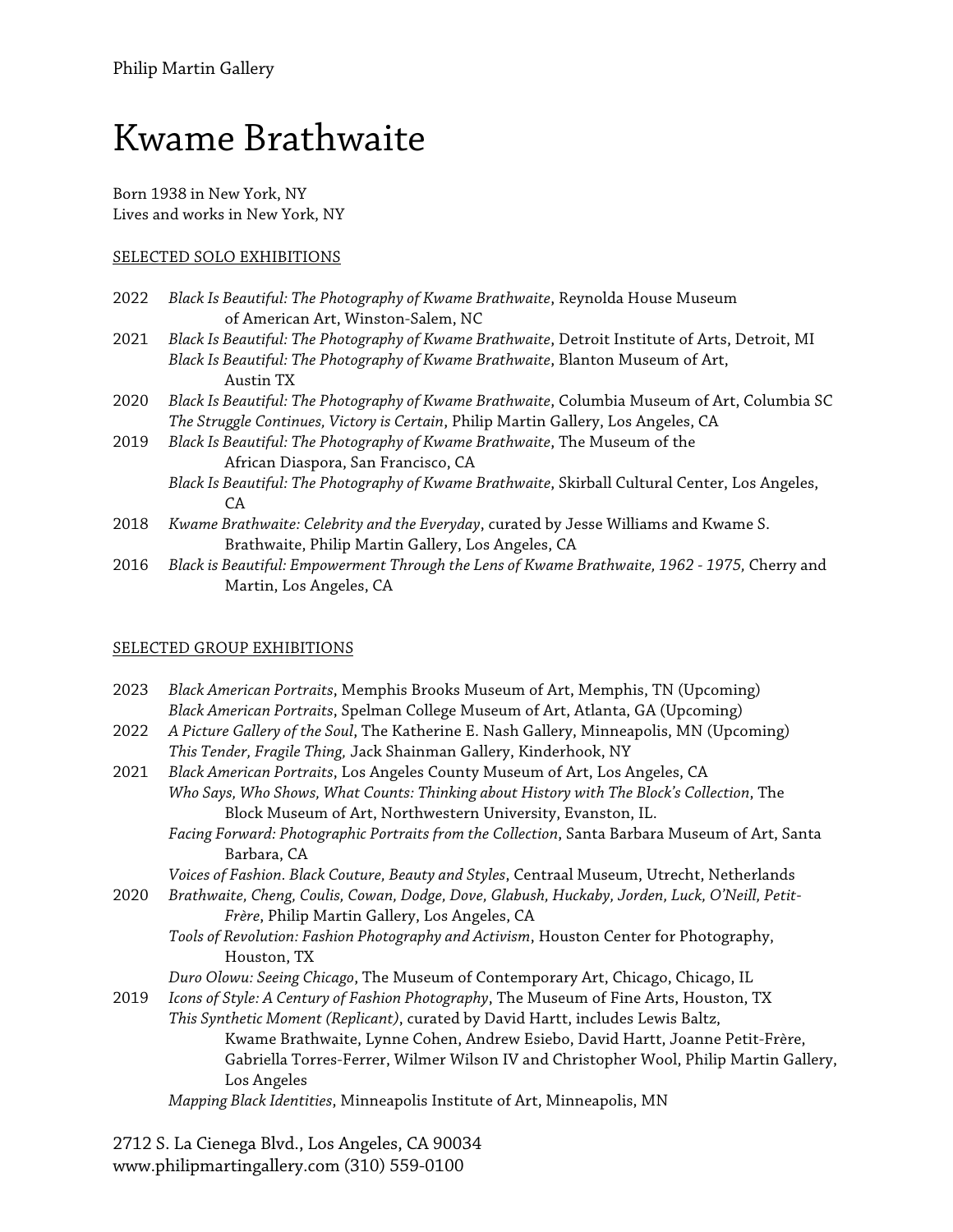Philip Martin Gallery

# Kwame Brathwaite

Born 1938 in New York, NY
Lives and works in New York, NY

## SELECTED SOLO EXHIBITIONS

2022 *Black Is Beautiful: The Photography of Kwame Brathwaite*, Reynolda House Museum of American Art, Winston-Salem, NC

2021 *Black Is Beautiful: The Photography of Kwame Brathwaite*, Detroit Institute of Arts, Detroit, MI
*Black Is Beautiful: The Photography of Kwame Brathwaite*, Blanton Museum of Art, Austin TX

2020 *Black Is Beautiful: The Photography of Kwame Brathwaite*, Columbia Museum of Art, Columbia SC
*The Struggle Continues, Victory is Certain*, Philip Martin Gallery, Los Angeles, CA

2019 *Black Is Beautiful: The Photography of Kwame Brathwaite*, The Museum of the African Diaspora, San Francisco, CA
*Black Is Beautiful: The Photography of Kwame Brathwaite*, Skirball Cultural Center, Los Angeles, CA

2018 *Kwame Brathwaite: Celebrity and the Everyday*, curated by Jesse Williams and Kwame S. Brathwaite, Philip Martin Gallery, Los Angeles, CA

2016 *Black is Beautiful: Empowerment Through the Lens of Kwame Brathwaite, 1962 - 1975,* Cherry and Martin, Los Angeles, CA

## SELECTED GROUP EXHIBITIONS

2023 *Black American Portraits*, Memphis Brooks Museum of Art, Memphis, TN (Upcoming)
*Black American Portraits*, Spelman College Museum of Art, Atlanta, GA (Upcoming)

2022 *A Picture Gallery of the Soul*, The Katherine E. Nash Gallery, Minneapolis, MN (Upcoming)
*This Tender, Fragile Thing,* Jack Shainman Gallery, Kinderhook, NY

2021 *Black American Portraits*, Los Angeles County Museum of Art, Los Angeles, CA
*Who Says, Who Shows, What Counts: Thinking about History with The Block's Collection*, The Block Museum of Art, Northwestern University, Evanston, IL.
*Facing Forward: Photographic Portraits from the Collection*, Santa Barbara Museum of Art, Santa Barbara, CA
*Voices of Fashion. Black Couture, Beauty and Styles*, Centraal Museum, Utrecht, Netherlands

2020 *Brathwaite, Cheng, Coulis, Cowan, Dodge, Dove, Glabush, Huckaby, Jorden, Luck, O'Neill, Petit-Frère*, Philip Martin Gallery, Los Angeles, CA
*Tools of Revolution: Fashion Photography and Activism*, Houston Center for Photography, Houston, TX
*Duro Olowu: Seeing Chicago*, The Museum of Contemporary Art, Chicago, Chicago, IL

2019 *Icons of Style: A Century of Fashion Photography*, The Museum of Fine Arts, Houston, TX
*This Synthetic Moment (Replicant)*, curated by David Hartt, includes Lewis Baltz, Kwame Brathwaite, Lynne Cohen, Andrew Esiebo, David Hartt, Joanne Petit-Frère, Gabriella Torres-Ferrer, Wilmer Wilson IV and Christopher Wool, Philip Martin Gallery, Los Angeles
*Mapping Black Identities*, Minneapolis Institute of Art, Minneapolis, MN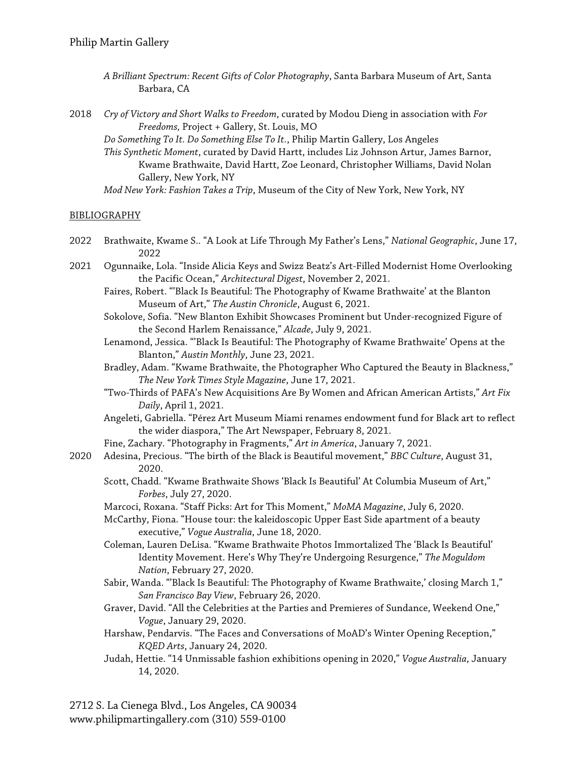*A Brilliant Spectrum: Recent Gifts of Color Photography*, Santa Barbara Museum of Art, Santa Barbara, CA

2018 *Cry of Victory and Short Walks to Freedom*, curated by Modou Dieng in association with *For Freedoms,* Project + Gallery, St. Louis, MO

*Do Something To It. Do Something Else To It.*, Philip Martin Gallery, Los Angeles

*This Synthetic Moment*, curated by David Hartt, includes Liz Johnson Artur, James Barnor, Kwame Brathwaite, David Hartt, Zoe Leonard, Christopher Williams, David Nolan Gallery, New York, NY

*Mod New York: Fashion Takes a Trip*, Museum of the City of New York, New York, NY

## BIBLIOGRAPHY

2022 Brathwaite, Kwame S.. "A Look at Life Through My Father's Lens," *National Geographic*, June 17, 2022

2021 Ogunnaike, Lola. "Inside Alicia Keys and Swizz Beatz's Art-Filled Modernist Home Overlooking the Pacific Ocean," *Architectural Digest*, November 2, 2021.

Faires, Robert. "'Black Is Beautiful: The Photography of Kwame Brathwaite' at the Blanton Museum of Art," *The Austin Chronicle*, August 6, 2021.

Sokolove, Sofia. "New Blanton Exhibit Showcases Prominent but Under-recognized Figure of the Second Harlem Renaissance," *Alcade*, July 9, 2021.

Lenamond, Jessica. "'Black Is Beautiful: The Photography of Kwame Brathwaite' Opens at the Blanton," *Austin Monthly*, June 23, 2021.

Bradley, Adam. "Kwame Brathwaite, the Photographer Who Captured the Beauty in Blackness," *The New York Times Style Magazine*, June 17, 2021.

"Two-Thirds of PAFA's New Acquisitions Are By Women and African American Artists," *Art Fix Daily*, April 1, 2021.

Angeleti, Gabriella. "Pérez Art Museum Miami renames endowment fund for Black art to reflect the wider diaspora," The Art Newspaper, February 8, 2021.

Fine, Zachary. "Photography in Fragments," *Art in America*, January 7, 2021.

2020 Adesina, Precious. "The birth of the Black is Beautiful movement," *BBC Culture*, August 31, 2020.

Scott, Chadd. "Kwame Brathwaite Shows 'Black Is Beautiful' At Columbia Museum of Art," *Forbes*, July 27, 2020.

Marcoci, Roxana. "Staff Picks: Art for This Moment," *MoMA Magazine*, July 6, 2020.

McCarthy, Fiona. "House tour: the kaleidoscopic Upper East Side apartment of a beauty executive," *Vogue Australia*, June 18, 2020.

Coleman, Lauren DeLisa. "Kwame Brathwaite Photos Immortalized The 'Black Is Beautiful' Identity Movement. Here's Why They're Undergoing Resurgence," *The Moguldom Nation*, February 27, 2020.

Sabir, Wanda. "'Black Is Beautiful: The Photography of Kwame Brathwaite,' closing March 1," *San Francisco Bay View*, February 26, 2020.

Graver, David. "All the Celebrities at the Parties and Premieres of Sundance, Weekend One," *Vogue*, January 29, 2020.

Harshaw, Pendarvis. "The Faces and Conversations of MoAD's Winter Opening Reception," *KQED Arts*, January 24, 2020.

Judah, Hettie. "14 Unmissable fashion exhibitions opening in 2020," *Vogue Australia*, January 14, 2020.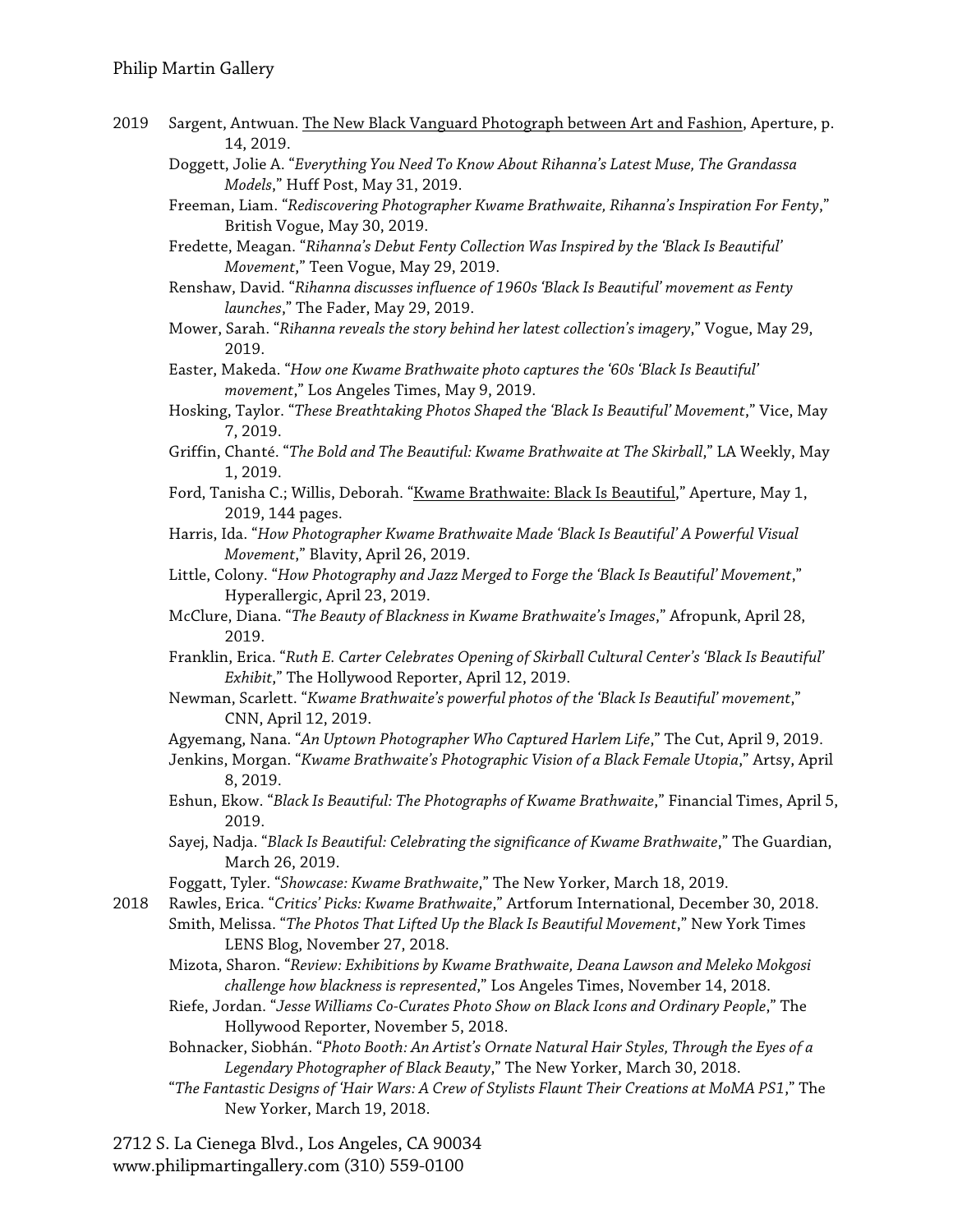2019 Sargent, Antwuan. <u>The New Black Vanguard Photograph between Art and Fashion</u>, Aperture, p. 14, 2019.

Doggett, Jolie A. "*Everything You Need To Know About Rihanna's Latest Muse, The Grandassa Models*," Huff Post, May 31, 2019.

Freeman, Liam. "*Rediscovering Photographer Kwame Brathwaite, Rihanna's Inspiration For Fenty*," British Vogue, May 30, 2019.

Fredette, Meagan. "*Rihanna's Debut Fenty Collection Was Inspired by the 'Black Is Beautiful' Movement*," Teen Vogue, May 29, 2019.

Renshaw, David. "*Rihanna discusses influence of 1960s 'Black Is Beautiful' movement as Fenty launches*," The Fader, May 29, 2019.

Mower, Sarah. "*Rihanna reveals the story behind her latest collection's imagery*," Vogue, May 29, 2019.

Easter, Makeda. "*How one Kwame Brathwaite photo captures the '60s 'Black Is Beautiful' movement*," Los Angeles Times, May 9, 2019.

Hosking, Taylor. "*These Breathtaking Photos Shaped the 'Black Is Beautiful' Movement*," Vice, May 7, 2019.

Griffin, Chanté. "*The Bold and The Beautiful: Kwame Brathwaite at The Skirball*," LA Weekly, May 1, 2019.

Ford, Tanisha C.; Willis, Deborah. "<u>Kwame Brathwaite: Black Is Beautiful</u>," Aperture, May 1, 2019, 144 pages.

Harris, Ida. "*How Photographer Kwame Brathwaite Made 'Black Is Beautiful' A Powerful Visual Movement*," Blavity, April 26, 2019.

Little, Colony. "*How Photography and Jazz Merged to Forge the 'Black Is Beautiful' Movement*," Hyperallergic, April 23, 2019.

McClure, Diana. "*The Beauty of Blackness in Kwame Brathwaite's Images*," Afropunk, April 28, 2019.

Franklin, Erica. "*Ruth E. Carter Celebrates Opening of Skirball Cultural Center's 'Black Is Beautiful' Exhibit*," The Hollywood Reporter, April 12, 2019.

Newman, Scarlett. "*Kwame Brathwaite's powerful photos of the 'Black Is Beautiful' movement*," CNN, April 12, 2019.

Agyemang, Nana. "*An Uptown Photographer Who Captured Harlem Life*," The Cut, April 9, 2019.

Jenkins, Morgan. "*Kwame Brathwaite's Photographic Vision of a Black Female Utopia*," Artsy, April 8, 2019.

Eshun, Ekow. "*Black Is Beautiful: The Photographs of Kwame Brathwaite*," Financial Times, April 5, 2019.

Sayej, Nadja. "*Black Is Beautiful: Celebrating the significance of Kwame Brathwaite*," The Guardian, March 26, 2019.

Foggatt, Tyler. "*Showcase: Kwame Brathwaite*," The New Yorker, March 18, 2019.

2018 Rawles, Erica. "*Critics' Picks: Kwame Brathwaite*," Artforum International, December 30, 2018.

Smith, Melissa. "*The Photos That Lifted Up the Black Is Beautiful Movement*," New York Times LENS Blog, November 27, 2018.

Mizota, Sharon. "*Review: Exhibitions by Kwame Brathwaite, Deana Lawson and Meleko Mokgosi challenge how blackness is represented*," Los Angeles Times, November 14, 2018.

Riefe, Jordan. "*Jesse Williams Co-Curates Photo Show on Black Icons and Ordinary People*," The Hollywood Reporter, November 5, 2018.

Bohnacker, Siobhán. "*Photo Booth: An Artist's Ornate Natural Hair Styles, Through the Eyes of a Legendary Photographer of Black Beauty*," The New Yorker, March 30, 2018.

"*The Fantastic Designs of 'Hair Wars: A Crew of Stylists Flaunt Their Creations at MoMA PS1*," The New Yorker, March 19, 2018.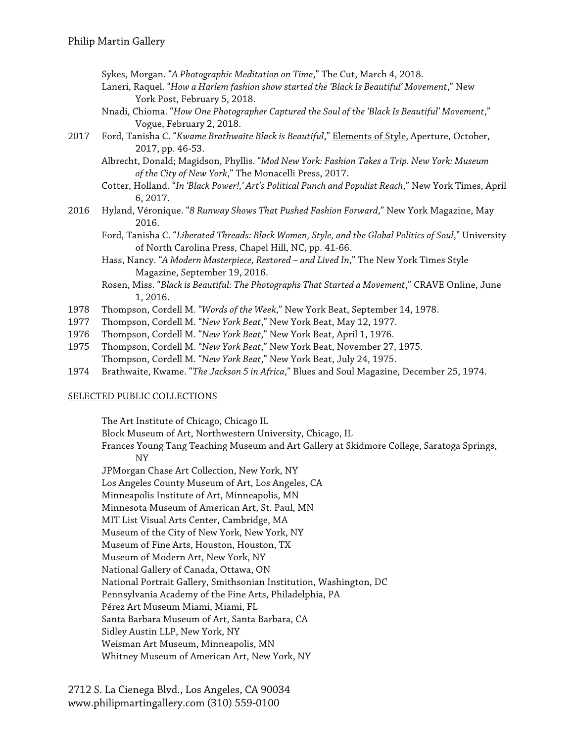Sykes, Morgan. "*A Photographic Meditation on Time*," The Cut, March 4, 2018.

Laneri, Raquel. "*How a Harlem fashion show started the 'Black Is Beautiful' Movement*," New York Post, February 5, 2018.

Nnadi, Chioma. "*How One Photographer Captured the Soul of the 'Black Is Beautiful' Movement*," Vogue, February 2, 2018.

2017 Ford, Tanisha C. "*Kwame Brathwaite Black is Beautiful*," Elements of Style, Aperture, October, 2017, pp. 46-53.

Albrecht, Donald; Magidson, Phyllis. "*Mod New York: Fashion Takes a Trip. New York: Museum of the City of New York*," The Monacelli Press, 2017.

Cotter, Holland. "*In 'Black Power!,' Art's Political Punch and Populist Reach*," New York Times, April 6, 2017.

2016 Hyland, Véronique. "*8 Runway Shows That Pushed Fashion Forward*," New York Magazine, May 2016.

Ford, Tanisha C. "*Liberated Threads: Black Women, Style, and the Global Politics of Soul*," University of North Carolina Press, Chapel Hill, NC, pp. 41-66.

Hass, Nancy. "*A Modern Masterpiece, Restored – and Lived In*," The New York Times Style Magazine, September 19, 2016.

Rosen, Miss. "*Black is Beautiful: The Photographs That Started a Movement*," CRAVE Online, June 1, 2016.

1978 Thompson, Cordell M. "*Words of the Week*," New York Beat, September 14, 1978.

1977 Thompson, Cordell M. "*New York Beat*," New York Beat, May 12, 1977.

1976 Thompson, Cordell M. "*New York Beat*," New York Beat, April 1, 1976.

1975 Thompson, Cordell M. "*New York Beat*," New York Beat, November 27, 1975.

Thompson, Cordell M. "*New York Beat*," New York Beat, July 24, 1975.

1974 Brathwaite, Kwame. "*The Jackson 5 in Africa*," Blues and Soul Magazine, December 25, 1974.

## SELECTED PUBLIC COLLECTIONS

The Art Institute of Chicago, Chicago IL
Block Museum of Art, Northwestern University, Chicago, IL
Frances Young Tang Teaching Museum and Art Gallery at Skidmore College, Saratoga Springs, NY
JPMorgan Chase Art Collection, New York, NY
Los Angeles County Museum of Art, Los Angeles, CA
Minneapolis Institute of Art, Minneapolis, MN
Minnesota Museum of American Art, St. Paul, MN
MIT List Visual Arts Center, Cambridge, MA
Museum of the City of New York, New York, NY
Museum of Fine Arts, Houston, Houston, TX
Museum of Modern Art, New York, NY
National Gallery of Canada, Ottawa, ON
National Portrait Gallery, Smithsonian Institution, Washington, DC
Pennsylvania Academy of the Fine Arts, Philadelphia, PA
Pérez Art Museum Miami, Miami, FL
Santa Barbara Museum of Art, Santa Barbara, CA
Sidley Austin LLP, New York, NY
Weisman Art Museum, Minneapolis, MN
Whitney Museum of American Art, New York, NY